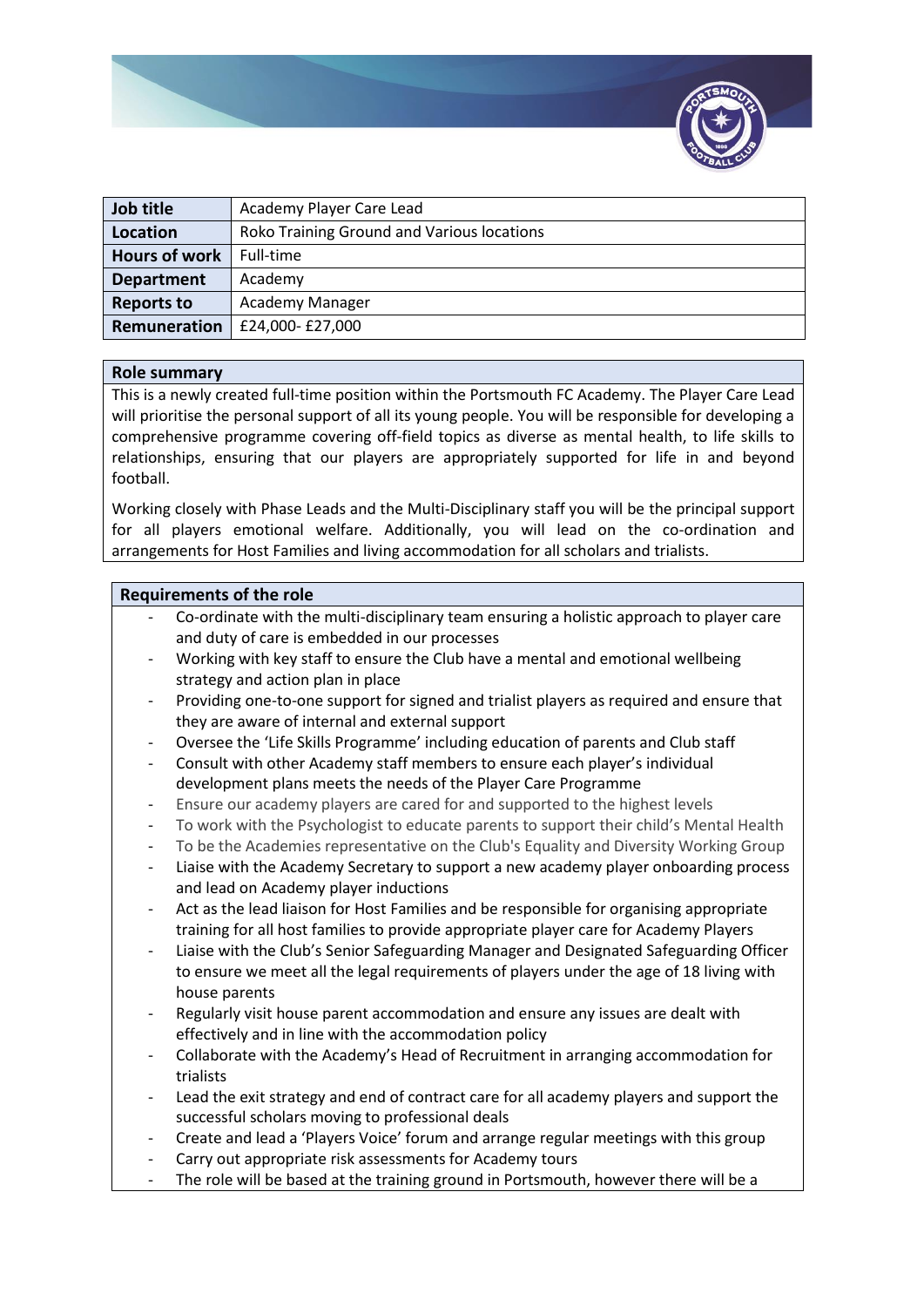| Job title | Academy Player Care Lead |
|---|---|
| Location | Roko Training Ground and Various locations |
| Hours of work | Full-time |
| Department | Academy |
| Reports to | Academy Manager |
| Remuneration | £24,000- £27,000 |

## Role summary

This is a newly created full-time position within the Portsmouth FC Academy. The Player Care Lead will prioritise the personal support of all its young people. You will be responsible for developing a comprehensive programme covering off-field topics as diverse as mental health, to life skills to relationships, ensuring that our players are appropriately supported for life in and beyond football.

Working closely with Phase Leads and the Multi-Disciplinary staff you will be the principal support for all players emotional welfare. Additionally, you will lead on the co-ordination and arrangements for Host Families and living accommodation for all scholars and trialists.

## Requirements of the role

- Co-ordinate with the multi-disciplinary team ensuring a holistic approach to player care and duty of care is embedded in our processes
- Working with key staff to ensure the Club have a mental and emotional wellbeing strategy and action plan in place
- Providing one-to-one support for signed and trialist players as required and ensure that they are aware of internal and external support
- Oversee the 'Life Skills Programme' including education of parents and Club staff
- Consult with other Academy staff members to ensure each player's individual development plans meets the needs of the Player Care Programme
- Ensure our academy players are cared for and supported to the highest levels
- To work with the Psychologist to educate parents to support their child's Mental Health
- To be the Academies representative on the Club's Equality and Diversity Working Group
- Liaise with the Academy Secretary to support a new academy player onboarding process and lead on Academy player inductions
- Act as the lead liaison for Host Families and be responsible for organising appropriate training for all host families to provide appropriate player care for Academy Players
- Liaise with the Club's Senior Safeguarding Manager and Designated Safeguarding Officer to ensure we meet all the legal requirements of players under the age of 18 living with house parents
- Regularly visit house parent accommodation and ensure any issues are dealt with effectively and in line with the accommodation policy
- Collaborate with the Academy's Head of Recruitment in arranging accommodation for trialists
- Lead the exit strategy and end of contract care for all academy players and support the successful scholars moving to professional deals
- Create and lead a 'Players Voice' forum and arrange regular meetings with this group
- Carry out appropriate risk assessments for Academy tours
- The role will be based at the training ground in Portsmouth, however there will be a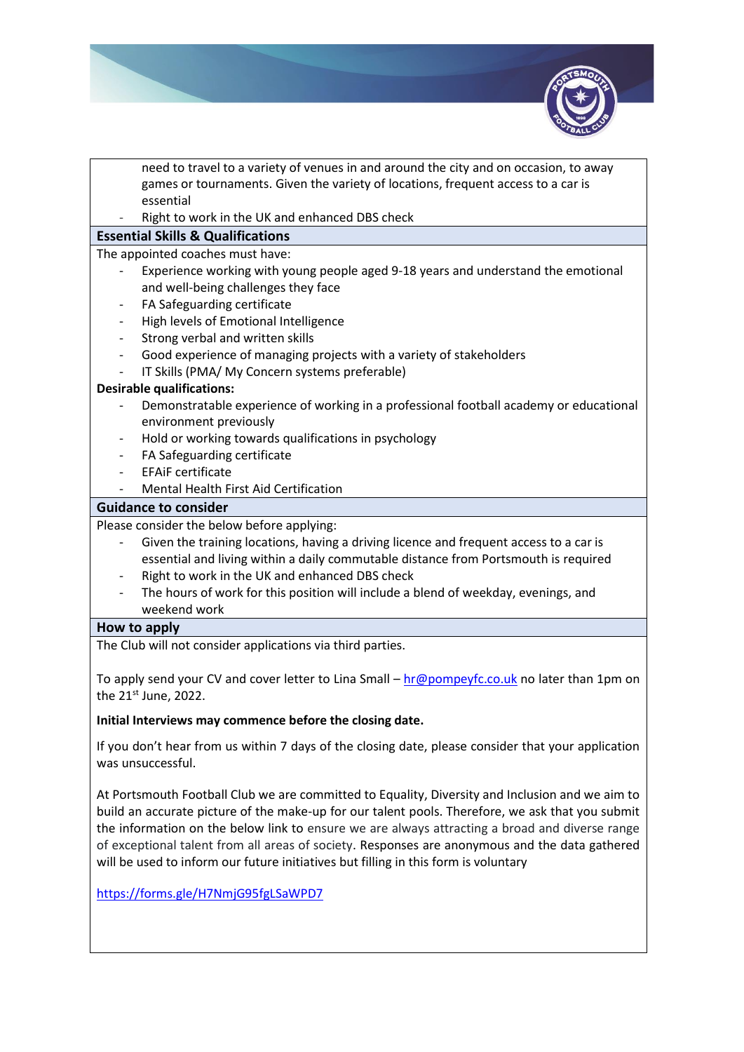need to travel to a variety of venues in and around the city and on occasion, to away games or tournaments. Given the variety of locations, frequent access to a car is essential

- Right to work in the UK and enhanced DBS check

## Essential Skills & Qualifications

The appointed coaches must have:

- Experience working with young people aged 9-18 years and understand the emotional and well-being challenges they face
- FA Safeguarding certificate
- High levels of Emotional Intelligence
- Strong verbal and written skills
- Good experience of managing projects with a variety of stakeholders
- IT Skills (PMA/ My Concern systems preferable)

**Desirable qualifications:**

- Demonstratable experience of working in a professional football academy or educational environment previously
- Hold or working towards qualifications in psychology
- FA Safeguarding certificate
- EFAiF certificate
- Mental Health First Aid Certification

## Guidance to consider

Please consider the below before applying:

- Given the training locations, having a driving licence and frequent access to a car is essential and living within a daily commutable distance from Portsmouth is required
- Right to work in the UK and enhanced DBS check
- The hours of work for this position will include a blend of weekday, evenings, and weekend work

## How to apply

The Club will not consider applications via third parties.

To apply send your CV and cover letter to Lina Small – hr@pompeyfc.co.uk no later than 1pm on the 21st June, 2022.

**Initial Interviews may commence before the closing date.**

If you don't hear from us within 7 days of the closing date, please consider that your application was unsuccessful.

At Portsmouth Football Club we are committed to Equality, Diversity and Inclusion and we aim to build an accurate picture of the make-up for our talent pools. Therefore, we ask that you submit the information on the below link to ensure we are always attracting a broad and diverse range of exceptional talent from all areas of society. Responses are anonymous and the data gathered will be used to inform our future initiatives but filling in this form is voluntary

https://forms.gle/H7NmjG95fgLSaWPD7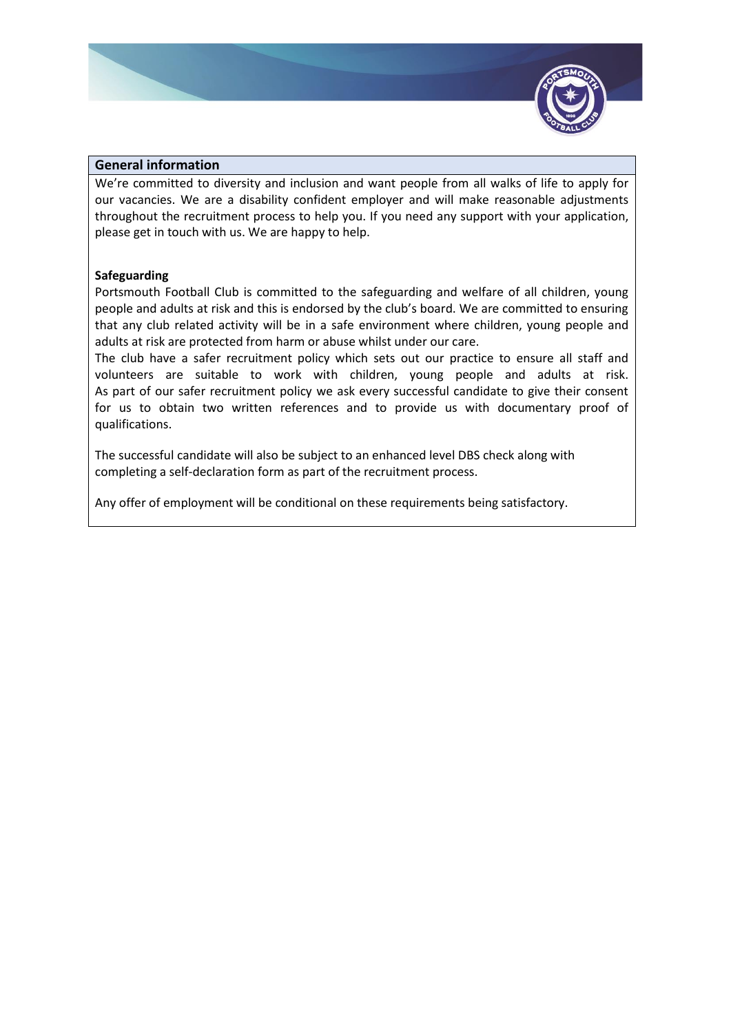## General information

We're committed to diversity and inclusion and want people from all walks of life to apply for our vacancies. We are a disability confident employer and will make reasonable adjustments throughout the recruitment process to help you. If you need any support with your application, please get in touch with us. We are happy to help.

**Safeguarding**

Portsmouth Football Club is committed to the safeguarding and welfare of all children, young people and adults at risk and this is endorsed by the club's board. We are committed to ensuring that any club related activity will be in a safe environment where children, young people and adults at risk are protected from harm or abuse whilst under our care.

The club have a safer recruitment policy which sets out our practice to ensure all staff and volunteers are suitable to work with children, young people and adults at risk. As part of our safer recruitment policy we ask every successful candidate to give their consent for us to obtain two written references and to provide us with documentary proof of qualifications.

The successful candidate will also be subject to an enhanced level DBS check along with completing a self-declaration form as part of the recruitment process.

Any offer of employment will be conditional on these requirements being satisfactory.